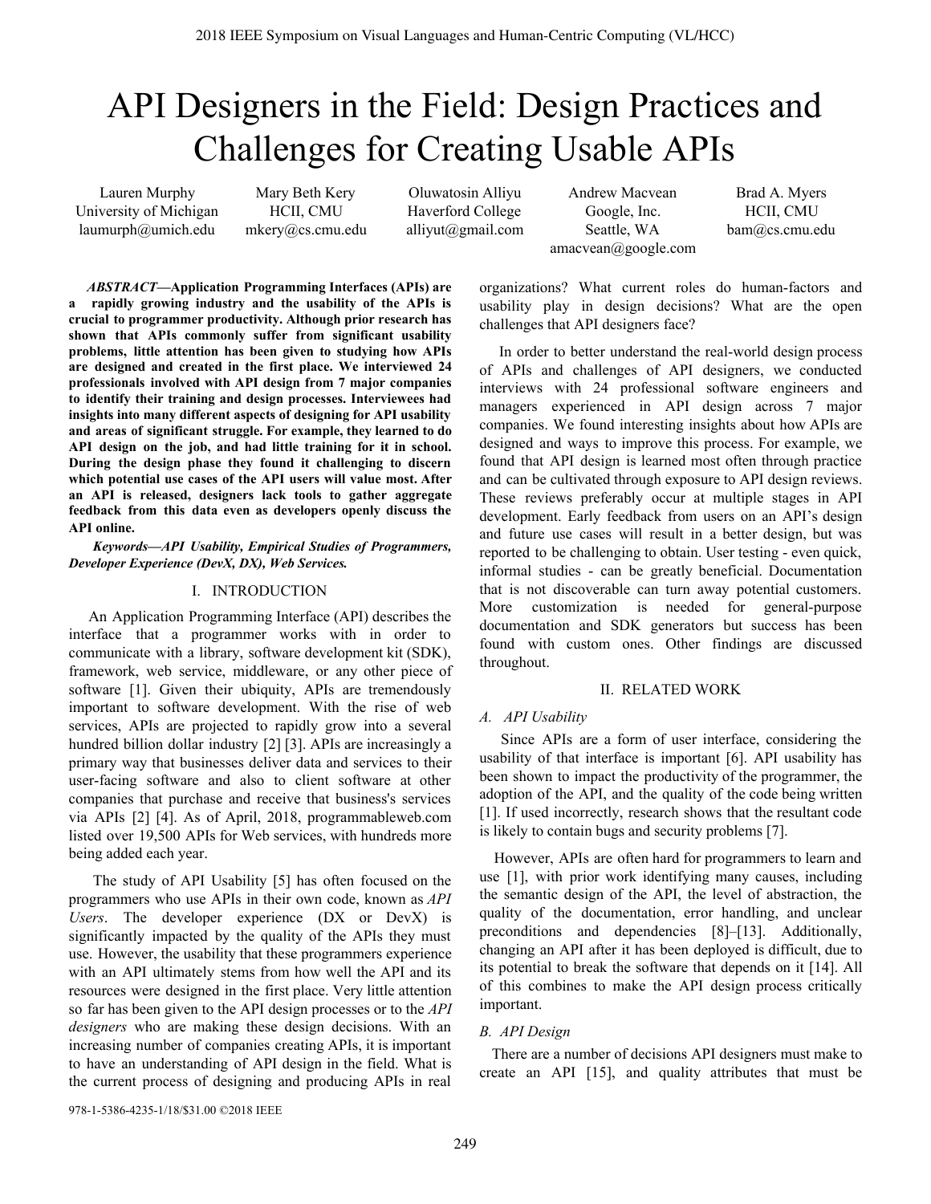# API Designers in the Field: Design Practices and Challenges for Creating Usable APIs

Lauren Murphy
University of Michigan
laumurph@umich.edu

Mary Beth Kery
HCII, CMU
mkery@cs.cmu.edu

Oluwatosin Alliyu
Haverford College
alliyut@gmail.com

Andrew Macvean
Google, Inc.
Seattle, WA
amacvean@google.com

Brad A. Myers
HCII, CMU
bam@cs.cmu.edu

***ABSTRACT*—Application Programming Interfaces (APIs) are a rapidly growing industry and the usability of the APIs is crucial to programmer productivity. Although prior research has shown that APIs commonly suffer from significant usability problems, little attention has been given to studying how APIs are designed and created in the first place. We interviewed 24 professionals involved with API design from 7 major companies to identify their training and design processes. Interviewees had insights into many different aspects of designing for API usability and areas of significant struggle. For example, they learned to do API design on the job, and had little training for it in school. During the design phase they found it challenging to discern which potential use cases of the API users will value most. After an API is released, designers lack tools to gather aggregate feedback from this data even as developers openly discuss the API online.**

***Keywords—API Usability, Empirical Studies of Programmers, Developer Experience (DevX, DX), Web Services.***

## I. INTRODUCTION

An Application Programming Interface (API) describes the interface that a programmer works with in order to communicate with a library, software development kit (SDK), framework, web service, middleware, or any other piece of software [1]. Given their ubiquity, APIs are tremendously important to software development. With the rise of web services, APIs are projected to rapidly grow into a several hundred billion dollar industry [2] [3]. APIs are increasingly a primary way that businesses deliver data and services to their user-facing software and also to client software at other companies that purchase and receive that business's services via APIs [2] [4]. As of April, 2018, programmableweb.com listed over 19,500 APIs for Web services, with hundreds more being added each year.

The study of API Usability [5] has often focused on the programmers who use APIs in their own code, known as *API Users*. The developer experience (DX or DevX) is significantly impacted by the quality of the APIs they must use. However, the usability that these programmers experience with an API ultimately stems from how well the API and its resources were designed in the first place. Very little attention so far has been given to the API design processes or to the *API designers* who are making these design decisions. With an increasing number of companies creating APIs, it is important to have an understanding of API design in the field. What is the current process of designing and producing APIs in real organizations? What current roles do human-factors and usability play in design decisions? What are the open challenges that API designers face?

In order to better understand the real-world design process of APIs and challenges of API designers, we conducted interviews with 24 professional software engineers and managers experienced in API design across 7 major companies. We found interesting insights about how APIs are designed and ways to improve this process. For example, we found that API design is learned most often through practice and can be cultivated through exposure to API design reviews. These reviews preferably occur at multiple stages in API development. Early feedback from users on an API's design and future use cases will result in a better design, but was reported to be challenging to obtain. User testing - even quick, informal studies - can be greatly beneficial. Documentation that is not discoverable can turn away potential customers. More customization is needed for general-purpose documentation and SDK generators but success has been found with custom ones. Other findings are discussed throughout.

## II. RELATED WORK

### A. API Usability

Since APIs are a form of user interface, considering the usability of that interface is important [6]. API usability has been shown to impact the productivity of the programmer, the adoption of the API, and the quality of the code being written [1]. If used incorrectly, research shows that the resultant code is likely to contain bugs and security problems [7].

However, APIs are often hard for programmers to learn and use [1], with prior work identifying many causes, including the semantic design of the API, the level of abstraction, the quality of the documentation, error handling, and unclear preconditions and dependencies [8]–[13]. Additionally, changing an API after it has been deployed is difficult, due to its potential to break the software that depends on it [14]. All of this combines to make the API design process critically important.

### B. API Design

There are a number of decisions API designers must make to create an API [15], and quality attributes that must be

978-1-5386-4235-1/18/$31.00 ©2018 IEEE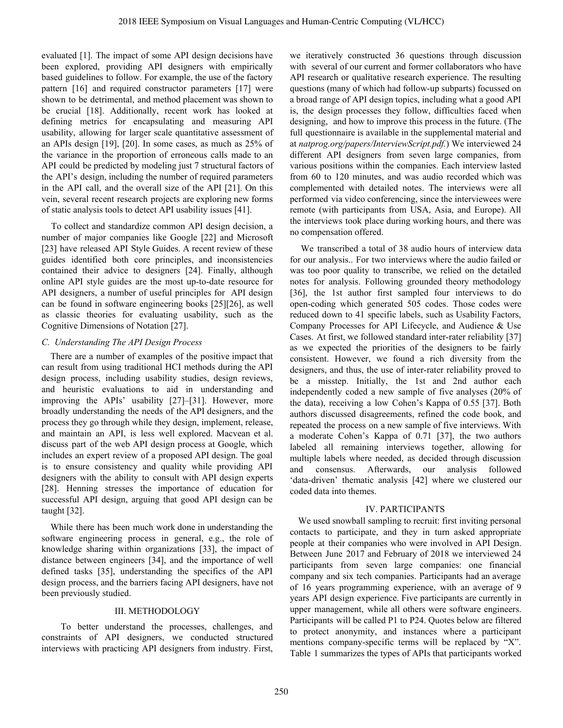evaluated [1]. The impact of some API design decisions have been explored, providing API designers with empirically based guidelines to follow. For example, the use of the factory pattern [16] and required constructor parameters [17] were shown to be detrimental, and method placement was shown to be crucial [18]. Additionally, recent work has looked at defining metrics for encapsulating and measuring API usability, allowing for larger scale quantitative assessment of an APIs design [19], [20]. In some cases, as much as 25% of the variance in the proportion of erroneous calls made to an API could be predicted by modeling just 7 structural factors of the API's design, including the number of required parameters in the API call, and the overall size of the API [21]. On this vein, several recent research projects are exploring new forms of static analysis tools to detect API usability issues [41].

To collect and standardize common API design decision, a number of major companies like Google [22] and Microsoft [23] have released API Style Guides. A recent review of these guides identified both core principles, and inconsistencies contained their advice to designers [24]. Finally, although online API style guides are the most up-to-date resource for API designers, a number of useful principles for API design can be found in software engineering books [25][26], as well as classic theories for evaluating usability, such as the Cognitive Dimensions of Notation [27].

### *C. Understanding The API Design Process*

There are a number of examples of the positive impact that can result from using traditional HCI methods during the API design process, including usability studies, design reviews, and heuristic evaluations to aid in understanding and improving the APIs' usability [27]–[31]. However, more broadly understanding the needs of the API designers, and the process they go through while they design, implement, release, and maintain an API, is less well explored. Macvean et al. discuss part of the web API design process at Google, which includes an expert review of a proposed API design. The goal is to ensure consistency and quality while providing API designers with the ability to consult with API design experts [28]. Henning stresses the importance of education for successful API design, arguing that good API design can be taught [32].

While there has been much work done in understanding the software engineering process in general, e.g., the role of knowledge sharing within organizations [33], the impact of distance between engineers [34], and the importance of well defined tasks [35], understanding the specifics of the API design process, and the barriers facing API designers, have not been previously studied.

## III. METHODOLOGY

To better understand the processes, challenges, and constraints of API designers, we conducted structured interviews with practicing API designers from industry. First, we iteratively constructed 36 questions through discussion with several of our current and former collaborators who have API research or qualitative research experience. The resulting questions (many of which had follow-up subparts) focussed on a broad range of API design topics, including what a good API is, the design processes they follow, difficulties faced when designing, and how to improve this process in the future. (The full questionnaire is available in the supplemental material and at *natprog.org/papers/InterviewScript.pdf*.) We interviewed 24 different API designers from seven large companies, from various positions within the companies. Each interview lasted from 60 to 120 minutes, and was audio recorded which was complemented with detailed notes. The interviews were all performed via video conferencing, since the interviewees were remote (with participants from USA, Asia, and Europe). All the interviews took place during working hours, and there was no compensation offered.

We transcribed a total of 38 audio hours of interview data for our analysis.. For two interviews where the audio failed or was too poor quality to transcribe, we relied on the detailed notes for analysis. Following grounded theory methodology [36], the 1st author first sampled four interviews to do open-coding which generated 505 codes. Those codes were reduced down to 41 specific labels, such as Usability Factors, Company Processes for API Lifecycle, and Audience & Use Cases. At first, we followed standard inter-rater reliability [37] as we expected the priorities of the designers to be fairly consistent. However, we found a rich diversity from the designers, and thus, the use of inter-rater reliability proved to be a misstep. Initially, the 1st and 2nd author each independently coded a new sample of five analyses (20% of the data), receiving a low Cohen's Kappa of 0.55 [37]. Both authors discussed disagreements, refined the code book, and repeated the process on a new sample of five interviews. With a moderate Cohen's Kappa of 0.71 [37], the two authors labeled all remaining interviews together, allowing for multiple labels where needed, as decided through discussion and consensus. Afterwards, our analysis followed 'data-driven' thematic analysis [42] where we clustered our coded data into themes.

## IV. PARTICIPANTS

We used snowball sampling to recruit: first inviting personal contacts to participate, and they in turn asked appropriate people at their companies who were involved in API Design. Between June 2017 and February of 2018 we interviewed 24 participants from seven large companies: one financial company and six tech companies. Participants had an average of 16 years programming experience, with an average of 9 years API design experience. Five participants are currently in upper management, while all others were software engineers. Participants will be called P1 to P24. Quotes below are filtered to protect anonymity, and instances where a participant mentions company-specific terms will be replaced by "X". Table 1 summarizes the types of APIs that participants worked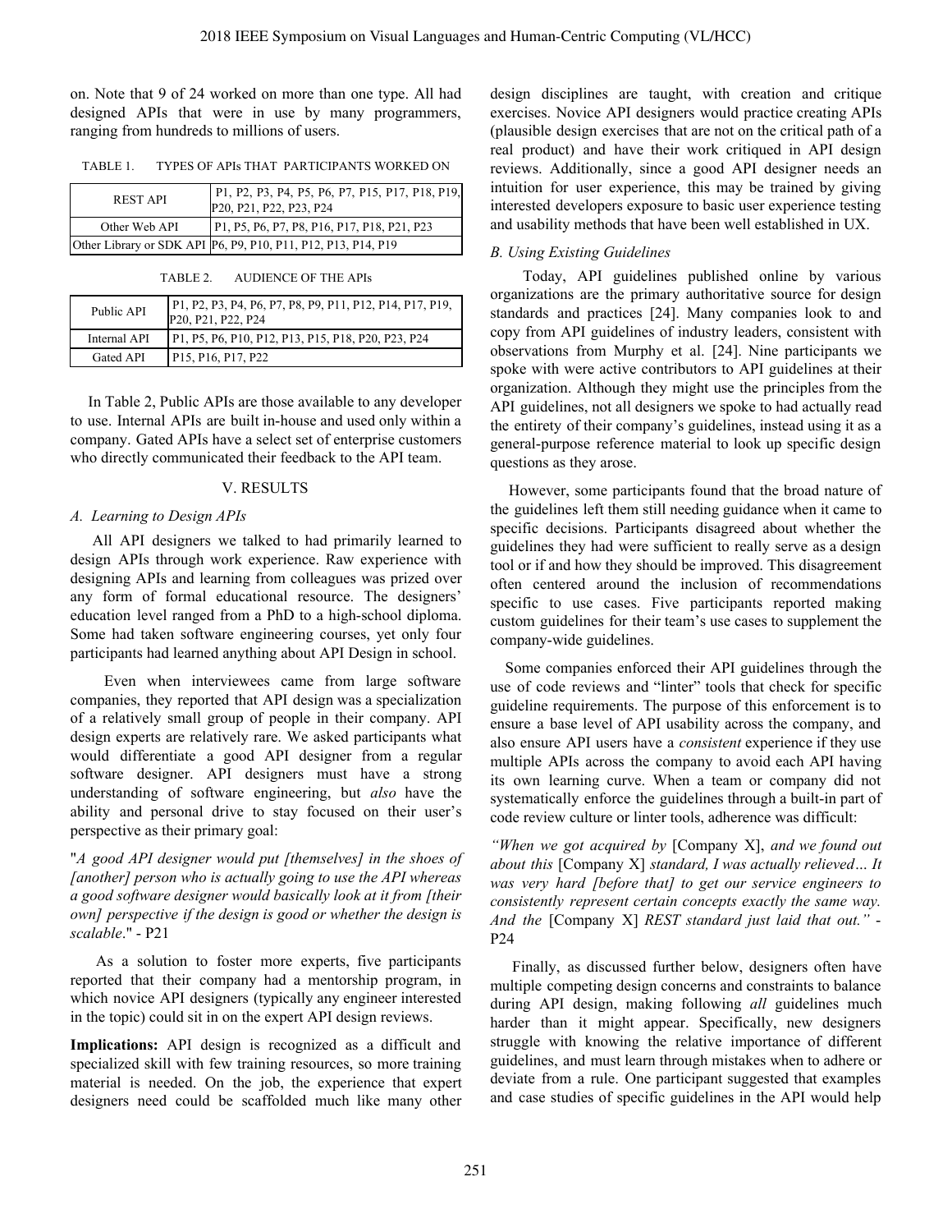on. Note that 9 of 24 worked on more than one type. All had designed APIs that were in use by many programmers, ranging from hundreds to millions of users.

TABLE 1. TYPES OF APIs THAT PARTICIPANTS WORKED ON

| | |
|---|---|
| REST API | P1, P2, P3, P4, P5, P6, P7, P15, P17, P18, P19, P20, P21, P22, P23, P24 |
| Other Web API | P1, P5, P6, P7, P8, P16, P17, P18, P21, P23 |
| Other Library or SDK API | P6, P9, P10, P11, P12, P13, P14, P19 |

TABLE 2. AUDIENCE OF THE APIs

| | |
|---|---|
| Public API | P1, P2, P3, P4, P6, P7, P8, P9, P11, P12, P14, P17, P19, P20, P21, P22, P24 |
| Internal API | P1, P5, P6, P10, P12, P13, P15, P18, P20, P23, P24 |
| Gated API | P15, P16, P17, P22 |

In Table 2, Public APIs are those available to any developer to use. Internal APIs are built in-house and used only within a company. Gated APIs have a select set of enterprise customers who directly communicated their feedback to the API team.

## V. RESULTS

### A. Learning to Design APIs

All API designers we talked to had primarily learned to design APIs through work experience. Raw experience with designing APIs and learning from colleagues was prized over any form of formal educational resource. The designers' education level ranged from a PhD to a high-school diploma. Some had taken software engineering courses, yet only four participants had learned anything about API Design in school.

Even when interviewees came from large software companies, they reported that API design was a specialization of a relatively small group of people in their company. API design experts are relatively rare. We asked participants what would differentiate a good API designer from a regular software designer. API designers must have a strong understanding of software engineering, but *also* have the ability and personal drive to stay focused on their user's perspective as their primary goal:

"*A good API designer would put [themselves] in the shoes of [another] person who is actually going to use the API whereas a good software designer would basically look at it from [their own] perspective if the design is good or whether the design is scalable*." - P21

As a solution to foster more experts, five participants reported that their company had a mentorship program, in which novice API designers (typically any engineer interested in the topic) could sit in on the expert API design reviews.

**Implications:** API design is recognized as a difficult and specialized skill with few training resources, so more training material is needed. On the job, the experience that expert designers need could be scaffolded much like many other design disciplines are taught, with creation and critique exercises. Novice API designers would practice creating APIs (plausible design exercises that are not on the critical path of a real product) and have their work critiqued in API design reviews. Additionally, since a good API designer needs an intuition for user experience, this may be trained by giving interested developers exposure to basic user experience testing and usability methods that have been well established in UX.

### B. Using Existing Guidelines

Today, API guidelines published online by various organizations are the primary authoritative source for design standards and practices [24]. Many companies look to and copy from API guidelines of industry leaders, consistent with observations from Murphy et al. [24]. Nine participants we spoke with were active contributors to API guidelines at their organization. Although they might use the principles from the API guidelines, not all designers we spoke to had actually read the entirety of their company's guidelines, instead using it as a general-purpose reference material to look up specific design questions as they arose.

However, some participants found that the broad nature of the guidelines left them still needing guidance when it came to specific decisions. Participants disagreed about whether the guidelines they had were sufficient to really serve as a design tool or if and how they should be improved. This disagreement often centered around the inclusion of recommendations specific to use cases. Five participants reported making custom guidelines for their team's use cases to supplement the company-wide guidelines.

Some companies enforced their API guidelines through the use of code reviews and "linter" tools that check for specific guideline requirements. The purpose of this enforcement is to ensure a base level of API usability across the company, and also ensure API users have a *consistent* experience if they use multiple APIs across the company to avoid each API having its own learning curve. When a team or company did not systematically enforce the guidelines through a built-in part of code review culture or linter tools, adherence was difficult:

*"When we got acquired by* [Company X], *and we found out about this* [Company X] *standard, I was actually relieved… It was very hard [before that] to get our service engineers to consistently represent certain concepts exactly the same way. And the* [Company X] *REST standard just laid that out."* - P24

Finally, as discussed further below, designers often have multiple competing design concerns and constraints to balance during API design, making following *all* guidelines much harder than it might appear. Specifically, new designers struggle with knowing the relative importance of different guidelines, and must learn through mistakes when to adhere or deviate from a rule. One participant suggested that examples and case studies of specific guidelines in the API would help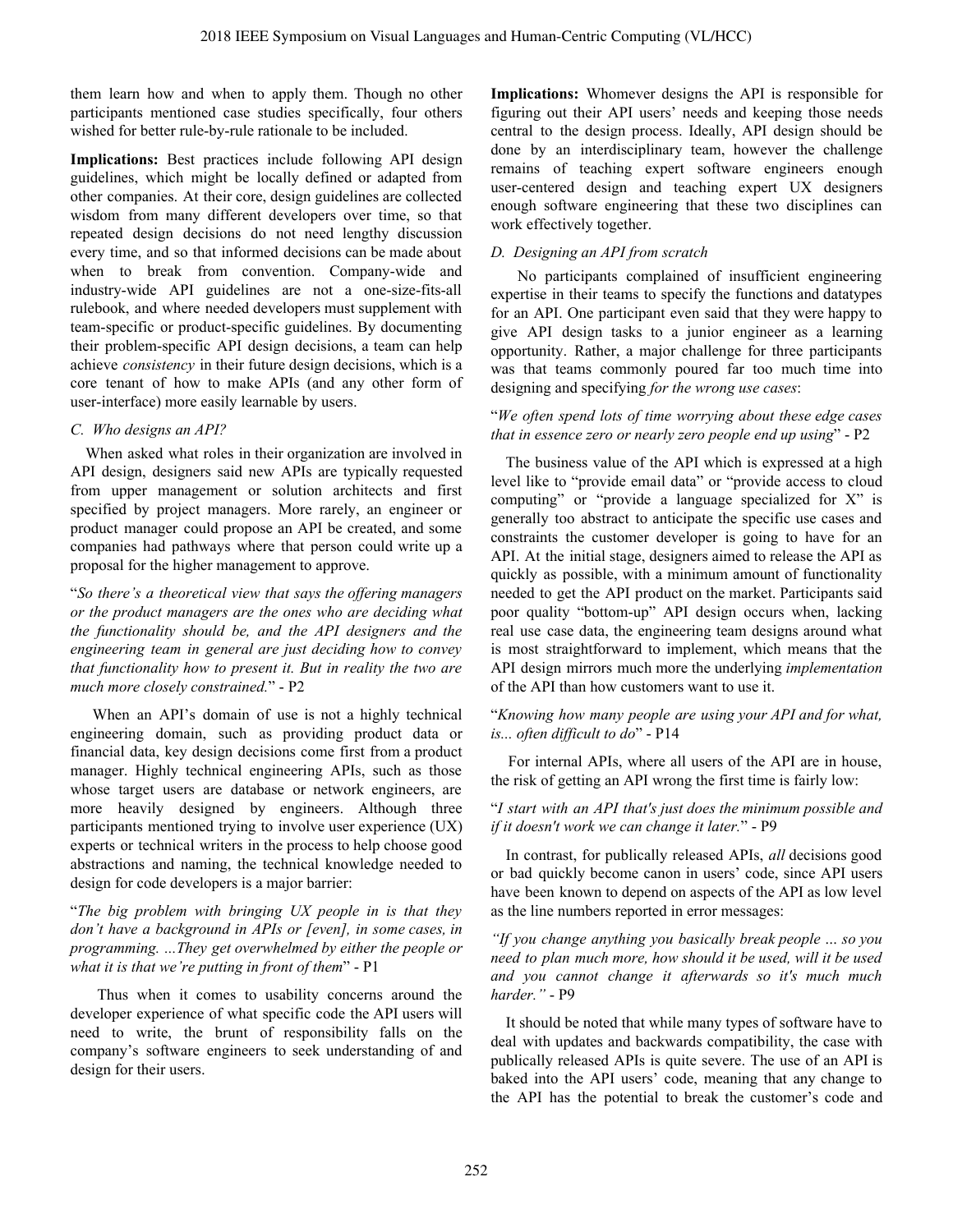them learn how and when to apply them. Though no other participants mentioned case studies specifically, four others wished for better rule-by-rule rationale to be included.

**Implications:** Best practices include following API design guidelines, which might be locally defined or adapted from other companies. At their core, design guidelines are collected wisdom from many different developers over time, so that repeated design decisions do not need lengthy discussion every time, and so that informed decisions can be made about when to break from convention. Company-wide and industry-wide API guidelines are not a one-size-fits-all rulebook, and where needed developers must supplement with team-specific or product-specific guidelines. By documenting their problem-specific API design decisions, a team can help achieve *consistency* in their future design decisions, which is a core tenant of how to make APIs (and any other form of user-interface) more easily learnable by users.

### C. Who designs an API?

When asked what roles in their organization are involved in API design, designers said new APIs are typically requested from upper management or solution architects and first specified by project managers. More rarely, an engineer or product manager could propose an API be created, and some companies had pathways where that person could write up a proposal for the higher management to approve.

"*So there's a theoretical view that says the offering managers or the product managers are the ones who are deciding what the functionality should be, and the API designers and the engineering team in general are just deciding how to convey that functionality how to present it. But in reality the two are much more closely constrained.*" - P2

When an API's domain of use is not a highly technical engineering domain, such as providing product data or financial data, key design decisions come first from a product manager. Highly technical engineering APIs, such as those whose target users are database or network engineers, are more heavily designed by engineers. Although three participants mentioned trying to involve user experience (UX) experts or technical writers in the process to help choose good abstractions and naming, the technical knowledge needed to design for code developers is a major barrier:

"*The big problem with bringing UX people in is that they don't have a background in APIs or [even], in some cases, in programming. ...They get overwhelmed by either the people or what it is that we're putting in front of them*" - P1

Thus when it comes to usability concerns around the developer experience of what specific code the API users will need to write, the brunt of responsibility falls on the company's software engineers to seek understanding of and design for their users.

**Implications:** Whomever designs the API is responsible for figuring out their API users' needs and keeping those needs central to the design process. Ideally, API design should be done by an interdisciplinary team, however the challenge remains of teaching expert software engineers enough user-centered design and teaching expert UX designers enough software engineering that these two disciplines can work effectively together.

### D. Designing an API from scratch

No participants complained of insufficient engineering expertise in their teams to specify the functions and datatypes for an API. One participant even said that they were happy to give API design tasks to a junior engineer as a learning opportunity. Rather, a major challenge for three participants was that teams commonly poured far too much time into designing and specifying *for the wrong use cases*:

"*We often spend lots of time worrying about these edge cases that in essence zero or nearly zero people end up using*" - P2

The business value of the API which is expressed at a high level like to "provide email data" or "provide access to cloud computing" or "provide a language specialized for X" is generally too abstract to anticipate the specific use cases and constraints the customer developer is going to have for an API. At the initial stage, designers aimed to release the API as quickly as possible, with a minimum amount of functionality needed to get the API product on the market. Participants said poor quality "bottom-up" API design occurs when, lacking real use case data, the engineering team designs around what is most straightforward to implement, which means that the API design mirrors much more the underlying *implementation* of the API than how customers want to use it.

"*Knowing how many people are using your API and for what, is... often difficult to do*" - P14

For internal APIs, where all users of the API are in house, the risk of getting an API wrong the first time is fairly low:

"*I start with an API that's just does the minimum possible and if it doesn't work we can change it later.*" - P9

In contrast, for publically released APIs, *all* decisions good or bad quickly become canon in users' code, since API users have been known to depend on aspects of the API as low level as the line numbers reported in error messages:

*"If you change anything you basically break people ... so you need to plan much more, how should it be used, will it be used and you cannot change it afterwards so it's much much harder."* - P9

It should be noted that while many types of software have to deal with updates and backwards compatibility, the case with publically released APIs is quite severe. The use of an API is baked into the API users' code, meaning that any change to the API has the potential to break the customer's code and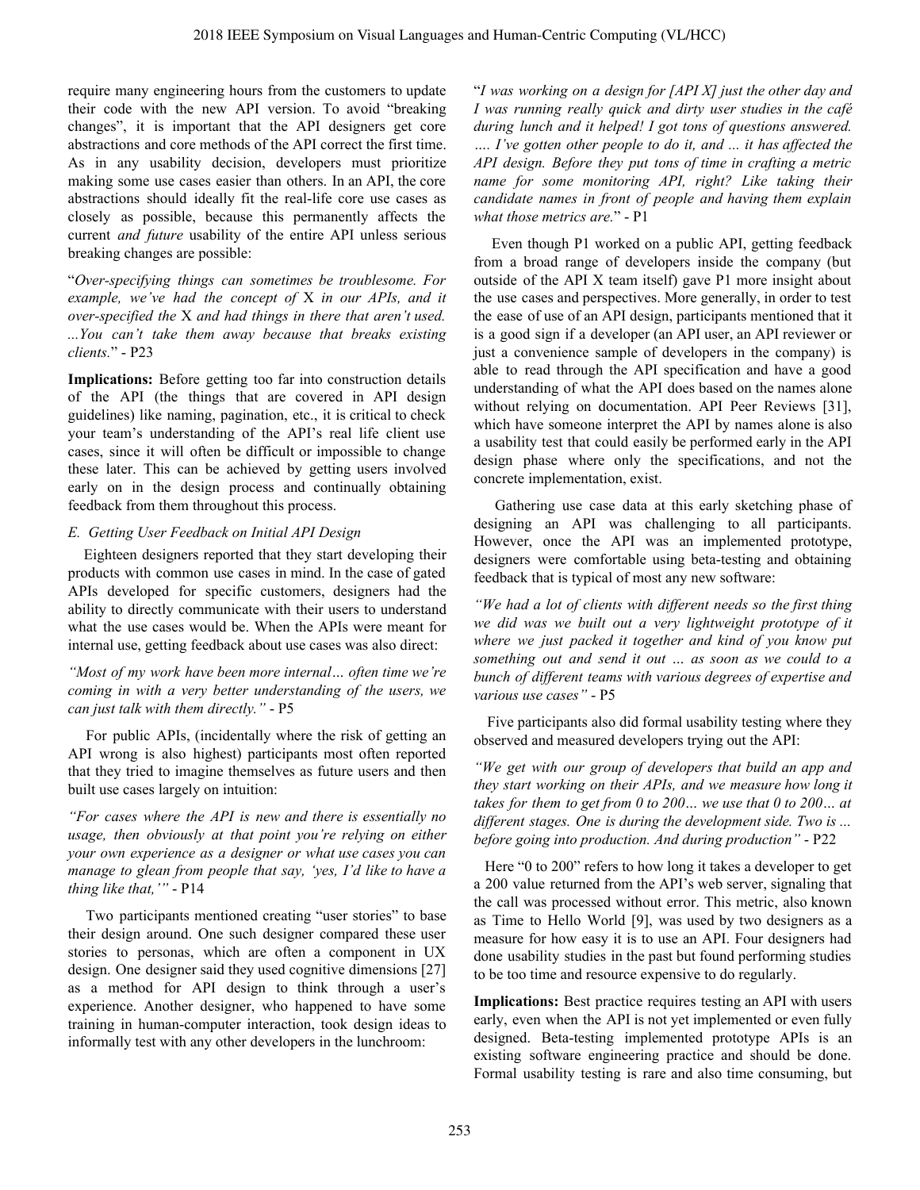require many engineering hours from the customers to update their code with the new API version. To avoid "breaking changes", it is important that the API designers get core abstractions and core methods of the API correct the first time. As in any usability decision, developers must prioritize making some use cases easier than others. In an API, the core abstractions should ideally fit the real-life core use cases as closely as possible, because this permanently affects the current *and future* usability of the entire API unless serious breaking changes are possible:

"*Over-specifying things can sometimes be troublesome. For example, we've had the concept of* X *in our APIs, and it over-specified the* X *and had things in there that aren't used. ...You can't take them away because that breaks existing clients.*" - P23

**Implications:** Before getting too far into construction details of the API (the things that are covered in API design guidelines) like naming, pagination, etc., it is critical to check your team's understanding of the API's real life client use cases, since it will often be difficult or impossible to change these later. This can be achieved by getting users involved early on in the design process and continually obtaining feedback from them throughout this process.

### *E. Getting User Feedback on Initial API Design*

Eighteen designers reported that they start developing their products with common use cases in mind. In the case of gated APIs developed for specific customers, designers had the ability to directly communicate with their users to understand what the use cases would be. When the APIs were meant for internal use, getting feedback about use cases was also direct:

*"Most of my work have been more internal… often time we're coming in with a very better understanding of the users, we can just talk with them directly."* - P5

For public APIs, (incidentally where the risk of getting an API wrong is also highest) participants most often reported that they tried to imagine themselves as future users and then built use cases largely on intuition:

*"For cases where the API is new and there is essentially no usage, then obviously at that point you're relying on either your own experience as a designer or what use cases you can manage to glean from people that say, 'yes, I'd like to have a thing like that,'"* - P14

Two participants mentioned creating "user stories" to base their design around. One such designer compared these user stories to personas, which are often a component in UX design. One designer said they used cognitive dimensions [27] as a method for API design to think through a user's experience. Another designer, who happened to have some training in human-computer interaction, took design ideas to informally test with any other developers in the lunchroom:

"*I was working on a design for [API X] just the other day and I was running really quick and dirty user studies in the café during lunch and it helped! I got tons of questions answered. …. I've gotten other people to do it, and ... it has affected the API design. Before they put tons of time in crafting a metric name for some monitoring API, right? Like taking their candidate names in front of people and having them explain what those metrics are.*" - P1

Even though P1 worked on a public API, getting feedback from a broad range of developers inside the company (but outside of the API X team itself) gave P1 more insight about the use cases and perspectives. More generally, in order to test the ease of use of an API design, participants mentioned that it is a good sign if a developer (an API user, an API reviewer or just a convenience sample of developers in the company) is able to read through the API specification and have a good understanding of what the API does based on the names alone without relying on documentation. API Peer Reviews [31], which have someone interpret the API by names alone is also a usability test that could easily be performed early in the API design phase where only the specifications, and not the concrete implementation, exist.

Gathering use case data at this early sketching phase of designing an API was challenging to all participants. However, once the API was an implemented prototype, designers were comfortable using beta-testing and obtaining feedback that is typical of most any new software:

*"We had a lot of clients with different needs so the first thing we did was we built out a very lightweight prototype of it where we just packed it together and kind of you know put something out and send it out … as soon as we could to a bunch of different teams with various degrees of expertise and various use cases"* - P5

Five participants also did formal usability testing where they observed and measured developers trying out the API:

*"We get with our group of developers that build an app and they start working on their APIs, and we measure how long it takes for them to get from 0 to 200… we use that 0 to 200… at different stages. One is during the development side. Two is ... before going into production. And during production"* - P22

Here "0 to 200" refers to how long it takes a developer to get a 200 value returned from the API's web server, signaling that the call was processed without error. This metric, also known as Time to Hello World [9], was used by two designers as a measure for how easy it is to use an API. Four designers had done usability studies in the past but found performing studies to be too time and resource expensive to do regularly.

**Implications:** Best practice requires testing an API with users early, even when the API is not yet implemented or even fully designed. Beta-testing implemented prototype APIs is an existing software engineering practice and should be done. Formal usability testing is rare and also time consuming, but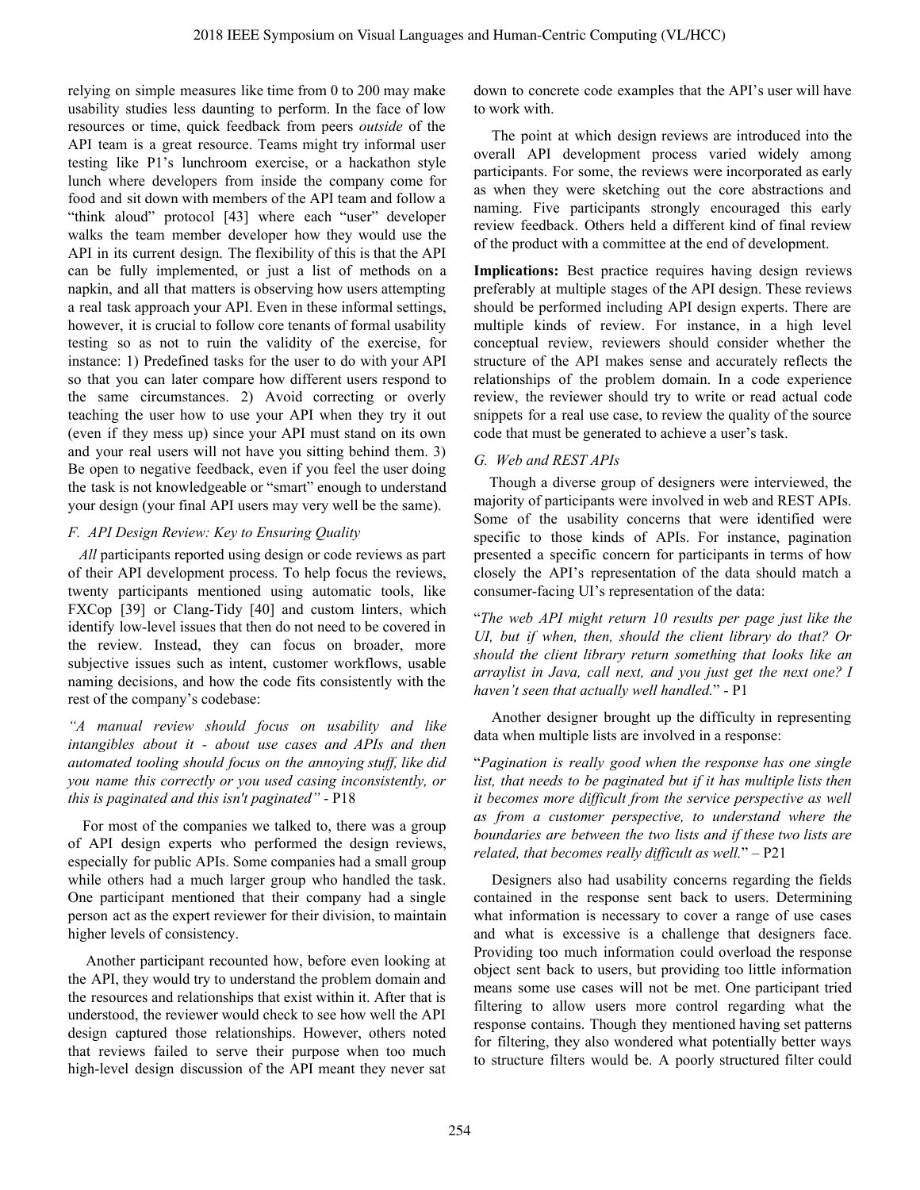relying on simple measures like time from 0 to 200 may make usability studies less daunting to perform. In the face of low resources or time, quick feedback from peers *outside* of the API team is a great resource. Teams might try informal user testing like P1's lunchroom exercise, or a hackathon style lunch where developers from inside the company come for food and sit down with members of the API team and follow a "think aloud" protocol [43] where each "user" developer walks the team member developer how they would use the API in its current design. The flexibility of this is that the API can be fully implemented, or just a list of methods on a napkin, and all that matters is observing how users attempting a real task approach your API. Even in these informal settings, however, it is crucial to follow core tenants of formal usability testing so as not to ruin the validity of the exercise, for instance: 1) Predefined tasks for the user to do with your API so that you can later compare how different users respond to the same circumstances. 2) Avoid correcting or overly teaching the user how to use your API when they try it out (even if they mess up) since your API must stand on its own and your real users will not have you sitting behind them. 3) Be open to negative feedback, even if you feel the user doing the task is not knowledgeable or "smart" enough to understand your design (your final API users may very well be the same).

### *F. API Design Review: Key to Ensuring Quality*

*All* participants reported using design or code reviews as part of their API development process. To help focus the reviews, twenty participants mentioned using automatic tools, like FXCop [39] or Clang-Tidy [40] and custom linters, which identify low-level issues that then do not need to be covered in the review. Instead, they can focus on broader, more subjective issues such as intent, customer workflows, usable naming decisions, and how the code fits consistently with the rest of the company's codebase:

*"A manual review should focus on usability and like intangibles about it - about use cases and APIs and then automated tooling should focus on the annoying stuff, like did you name this correctly or you used casing inconsistently, or this is paginated and this isn't paginated"* - P18

For most of the companies we talked to, there was a group of API design experts who performed the design reviews, especially for public APIs. Some companies had a small group while others had a much larger group who handled the task. One participant mentioned that their company had a single person act as the expert reviewer for their division, to maintain higher levels of consistency.

Another participant recounted how, before even looking at the API, they would try to understand the problem domain and the resources and relationships that exist within it. After that is understood, the reviewer would check to see how well the API design captured those relationships. However, others noted that reviews failed to serve their purpose when too much high-level design discussion of the API meant they never sat down to concrete code examples that the API's user will have to work with.

The point at which design reviews are introduced into the overall API development process varied widely among participants. For some, the reviews were incorporated as early as when they were sketching out the core abstractions and naming. Five participants strongly encouraged this early review feedback. Others held a different kind of final review of the product with a committee at the end of development.

**Implications:** Best practice requires having design reviews preferably at multiple stages of the API design. These reviews should be performed including API design experts. There are multiple kinds of review. For instance, in a high level conceptual review, reviewers should consider whether the structure of the API makes sense and accurately reflects the relationships of the problem domain. In a code experience review, the reviewer should try to write or read actual code snippets for a real use case, to review the quality of the source code that must be generated to achieve a user's task.

### *G. Web and REST APIs*

Though a diverse group of designers were interviewed, the majority of participants were involved in web and REST APIs. Some of the usability concerns that were identified were specific to those kinds of APIs. For instance, pagination presented a specific concern for participants in terms of how closely the API's representation of the data should match a consumer-facing UI's representation of the data:

"*The web API might return 10 results per page just like the UI, but if when, then, should the client library do that? Or should the client library return something that looks like an arraylist in Java, call next, and you just get the next one? I haven't seen that actually well handled.*" - P1

Another designer brought up the difficulty in representing data when multiple lists are involved in a response:

"*Pagination is really good when the response has one single list, that needs to be paginated but if it has multiple lists then it becomes more difficult from the service perspective as well as from a customer perspective, to understand where the boundaries are between the two lists and if these two lists are related, that becomes really difficult as well.*" – P21

Designers also had usability concerns regarding the fields contained in the response sent back to users. Determining what information is necessary to cover a range of use cases and what is excessive is a challenge that designers face. Providing too much information could overload the response object sent back to users, but providing too little information means some use cases will not be met. One participant tried filtering to allow users more control regarding what the response contains. Though they mentioned having set patterns for filtering, they also wondered what potentially better ways to structure filters would be. A poorly structured filter could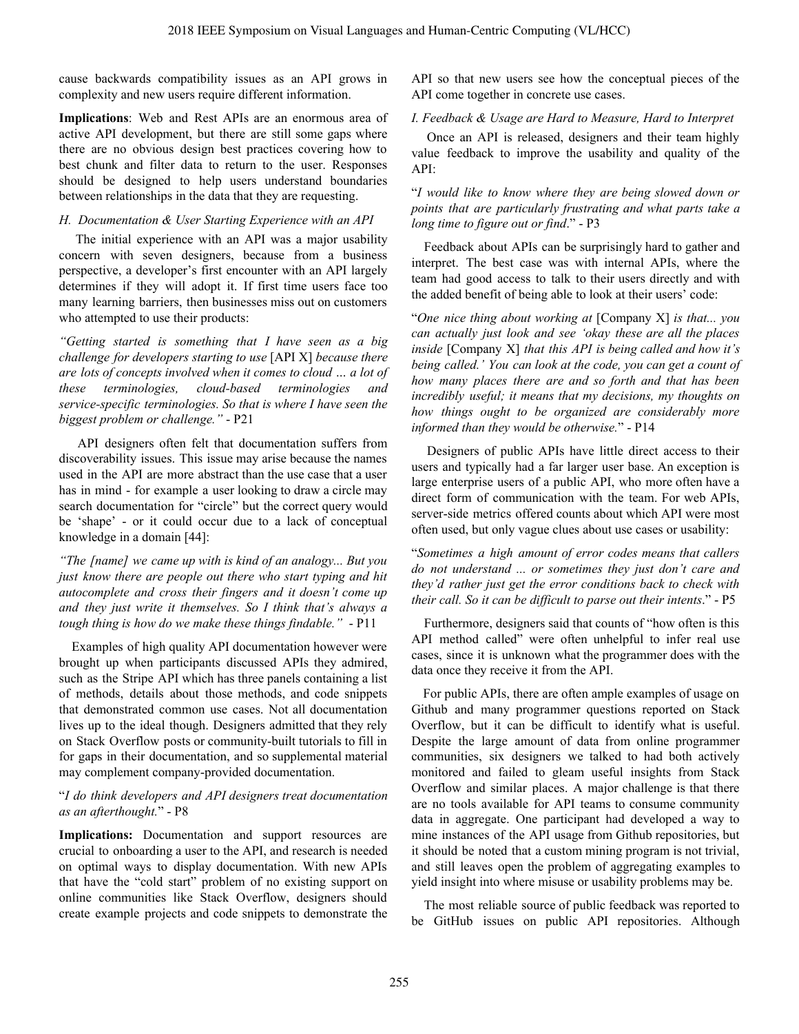cause backwards compatibility issues as an API grows in complexity and new users require different information.

**Implications**: Web and Rest APIs are an enormous area of active API development, but there are still some gaps where there are no obvious design best practices covering how to best chunk and filter data to return to the user. Responses should be designed to help users understand boundaries between relationships in the data that they are requesting.

### *H. Documentation & User Starting Experience with an API*

The initial experience with an API was a major usability concern with seven designers, because from a business perspective, a developer's first encounter with an API largely determines if they will adopt it. If first time users face too many learning barriers, then businesses miss out on customers who attempted to use their products:

*"Getting started is something that I have seen as a big challenge for developers starting to use* [API X] *because there are lots of concepts involved when it comes to cloud … a lot of these terminologies, cloud-based terminologies and service-specific terminologies. So that is where I have seen the biggest problem or challenge."* - P21

API designers often felt that documentation suffers from discoverability issues. This issue may arise because the names used in the API are more abstract than the use case that a user has in mind - for example a user looking to draw a circle may search documentation for "circle" but the correct query would be 'shape' - or it could occur due to a lack of conceptual knowledge in a domain [44]:

*"The [name] we came up with is kind of an analogy... But you just know there are people out there who start typing and hit autocomplete and cross their fingers and it doesn't come up and they just write it themselves. So I think that's always a tough thing is how do we make these things findable."* - P11

Examples of high quality API documentation however were brought up when participants discussed APIs they admired, such as the Stripe API which has three panels containing a list of methods, details about those methods, and code snippets that demonstrated common use cases. Not all documentation lives up to the ideal though. Designers admitted that they rely on Stack Overflow posts or community-built tutorials to fill in for gaps in their documentation, and so supplemental material may complement company-provided documentation.

"*I do think developers and API designers treat documentation as an afterthought.*" - P8

**Implications:** Documentation and support resources are crucial to onboarding a user to the API, and research is needed on optimal ways to display documentation. With new APIs that have the "cold start" problem of no existing support on online communities like Stack Overflow, designers should create example projects and code snippets to demonstrate the API so that new users see how the conceptual pieces of the API come together in concrete use cases.

### *I. Feedback & Usage are Hard to Measure, Hard to Interpret*

Once an API is released, designers and their team highly value feedback to improve the usability and quality of the API:

"*I would like to know where they are being slowed down or points that are particularly frustrating and what parts take a long time to figure out or find*." - P3

Feedback about APIs can be surprisingly hard to gather and interpret. The best case was with internal APIs, where the team had good access to talk to their users directly and with the added benefit of being able to look at their users' code:

"*One nice thing about working at* [Company X] *is that... you can actually just look and see 'okay these are all the places inside* [Company X] *that this API is being called and how it's being called.' You can look at the code, you can get a count of how many places there are and so forth and that has been incredibly useful; it means that my decisions, my thoughts on how things ought to be organized are considerably more informed than they would be otherwise.*" - P14

Designers of public APIs have little direct access to their users and typically had a far larger user base. An exception is large enterprise users of a public API, who more often have a direct form of communication with the team. For web APIs, server-side metrics offered counts about which API were most often used, but only vague clues about use cases or usability:

"*Sometimes a high amount of error codes means that callers do not understand ... or sometimes they just don't care and they'd rather just get the error conditions back to check with their call. So it can be difficult to parse out their intents*." - P5

Furthermore, designers said that counts of "how often is this API method called" were often unhelpful to infer real use cases, since it is unknown what the programmer does with the data once they receive it from the API.

For public APIs, there are often ample examples of usage on Github and many programmer questions reported on Stack Overflow, but it can be difficult to identify what is useful. Despite the large amount of data from online programmer communities, six designers we talked to had both actively monitored and failed to gleam useful insights from Stack Overflow and similar places. A major challenge is that there are no tools available for API teams to consume community data in aggregate. One participant had developed a way to mine instances of the API usage from Github repositories, but it should be noted that a custom mining program is not trivial, and still leaves open the problem of aggregating examples to yield insight into where misuse or usability problems may be.

The most reliable source of public feedback was reported to be GitHub issues on public API repositories. Although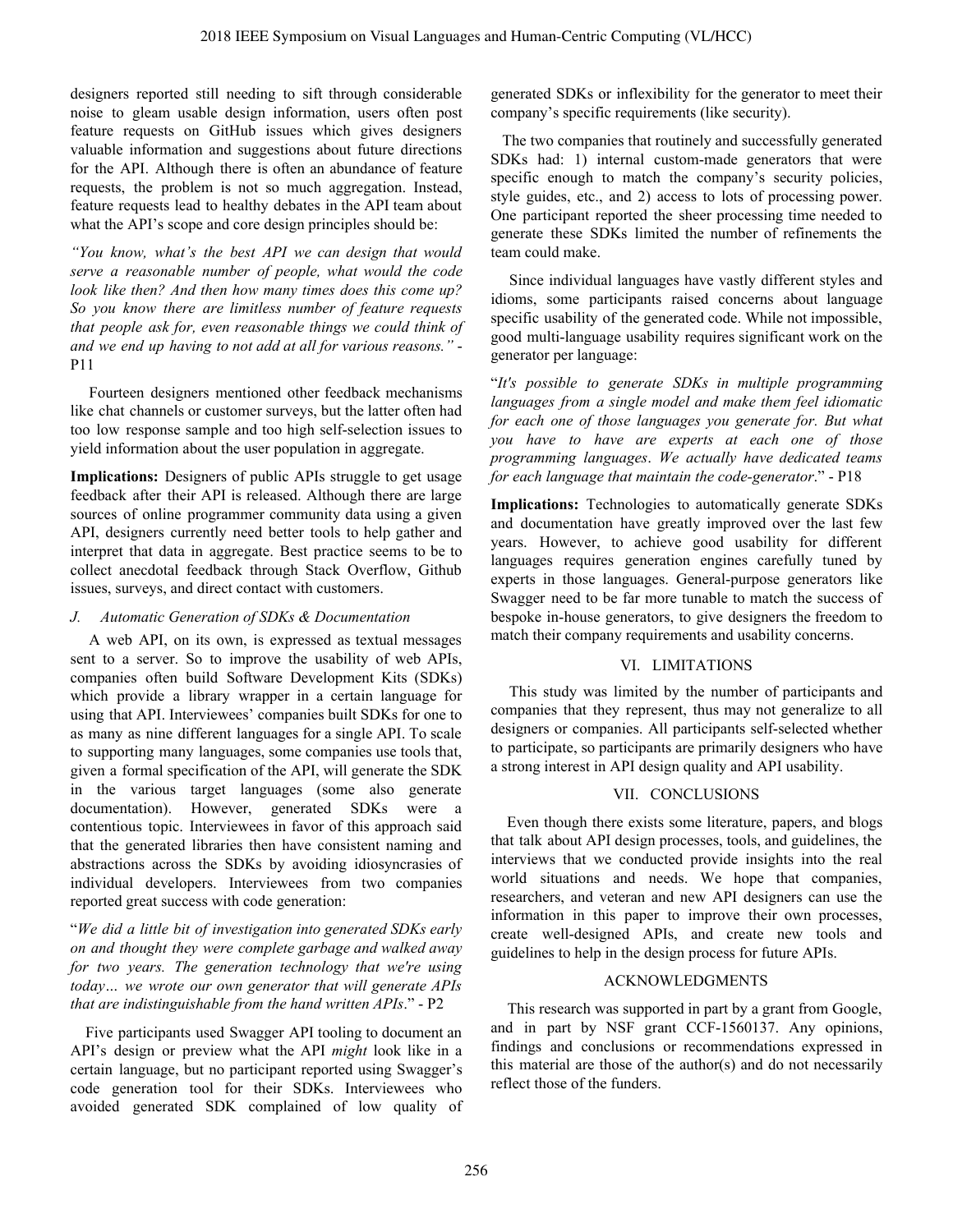designers reported still needing to sift through considerable noise to gleam usable design information, users often post feature requests on GitHub issues which gives designers valuable information and suggestions about future directions for the API. Although there is often an abundance of feature requests, the problem is not so much aggregation. Instead, feature requests lead to healthy debates in the API team about what the API's scope and core design principles should be:

*"You know, what's the best API we can design that would serve a reasonable number of people, what would the code look like then? And then how many times does this come up? So you know there are limitless number of feature requests that people ask for, even reasonable things we could think of and we end up having to not add at all for various reasons."* - P11

Fourteen designers mentioned other feedback mechanisms like chat channels or customer surveys, but the latter often had too low response sample and too high self-selection issues to yield information about the user population in aggregate.

**Implications:** Designers of public APIs struggle to get usage feedback after their API is released. Although there are large sources of online programmer community data using a given API, designers currently need better tools to help gather and interpret that data in aggregate. Best practice seems to be to collect anecdotal feedback through Stack Overflow, Github issues, surveys, and direct contact with customers.

### *J. Automatic Generation of SDKs & Documentation*

A web API, on its own, is expressed as textual messages sent to a server. So to improve the usability of web APIs, companies often build Software Development Kits (SDKs) which provide a library wrapper in a certain language for using that API. Interviewees' companies built SDKs for one to as many as nine different languages for a single API. To scale to supporting many languages, some companies use tools that, given a formal specification of the API, will generate the SDK in the various target languages (some also generate documentation). However, generated SDKs were a contentious topic. Interviewees in favor of this approach said that the generated libraries then have consistent naming and abstractions across the SDKs by avoiding idiosyncrasies of individual developers. Interviewees from two companies reported great success with code generation:

"*We did a little bit of investigation into generated SDKs early on and thought they were complete garbage and walked away for two years. The generation technology that we're using today… we wrote our own generator that will generate APIs that are indistinguishable from the hand written APIs*." - P2

Five participants used Swagger API tooling to document an API's design or preview what the API *might* look like in a certain language, but no participant reported using Swagger's code generation tool for their SDKs. Interviewees who avoided generated SDK complained of low quality of generated SDKs or inflexibility for the generator to meet their company's specific requirements (like security).

The two companies that routinely and successfully generated SDKs had: 1) internal custom-made generators that were specific enough to match the company's security policies, style guides, etc., and 2) access to lots of processing power. One participant reported the sheer processing time needed to generate these SDKs limited the number of refinements the team could make.

Since individual languages have vastly different styles and idioms, some participants raised concerns about language specific usability of the generated code. While not impossible, good multi-language usability requires significant work on the generator per language:

"*It's possible to generate SDKs in multiple programming languages from a single model and make them feel idiomatic for each one of those languages you generate for. But what you have to have are experts at each one of those programming languages*. *We actually have dedicated teams for each language that maintain the code-generator*." - P18

**Implications:** Technologies to automatically generate SDKs and documentation have greatly improved over the last few years. However, to achieve good usability for different languages requires generation engines carefully tuned by experts in those languages. General-purpose generators like Swagger need to be far more tunable to match the success of bespoke in-house generators, to give designers the freedom to match their company requirements and usability concerns.

## VI. LIMITATIONS

This study was limited by the number of participants and companies that they represent, thus may not generalize to all designers or companies. All participants self-selected whether to participate, so participants are primarily designers who have a strong interest in API design quality and API usability.

## VII. CONCLUSIONS

Even though there exists some literature, papers, and blogs that talk about API design processes, tools, and guidelines, the interviews that we conducted provide insights into the real world situations and needs. We hope that companies, researchers, and veteran and new API designers can use the information in this paper to improve their own processes, create well-designed APIs, and create new tools and guidelines to help in the design process for future APIs.

## ACKNOWLEDGMENTS

This research was supported in part by a grant from Google, and in part by NSF grant CCF-1560137. Any opinions, findings and conclusions or recommendations expressed in this material are those of the author(s) and do not necessarily reflect those of the funders.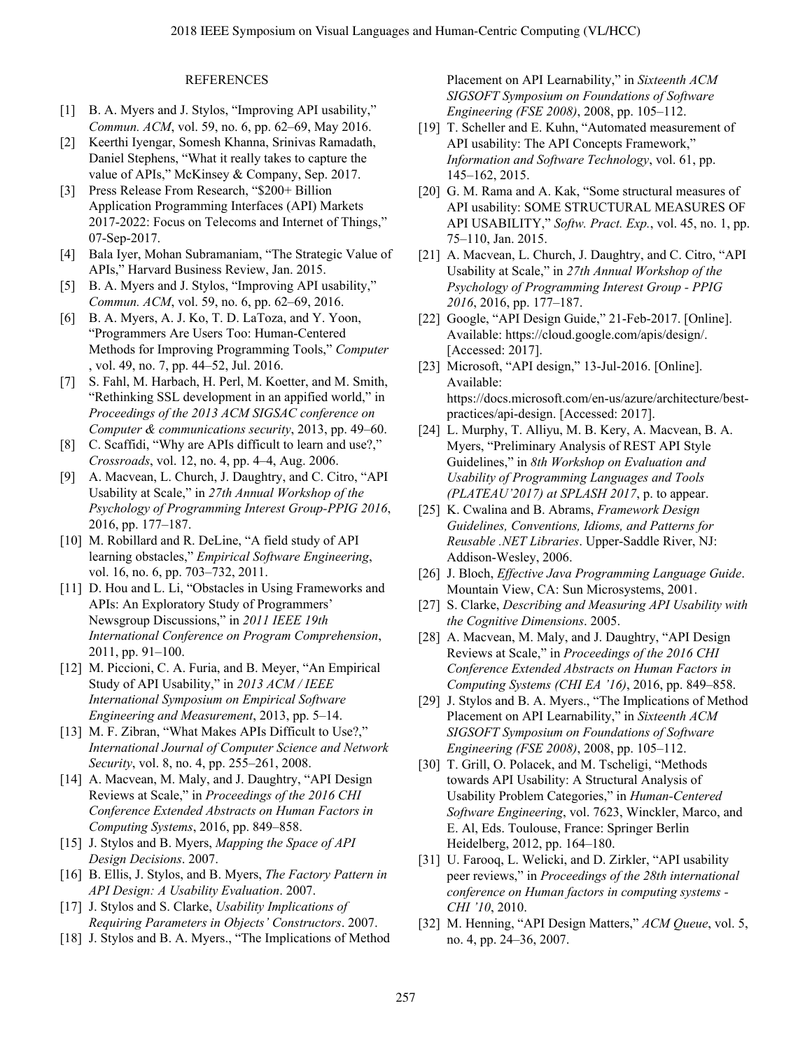## REFERENCES

[1] B. A. Myers and J. Stylos, "Improving API usability," *Commun. ACM*, vol. 59, no. 6, pp. 62–69, May 2016.

[2] Keerthi Iyengar, Somesh Khanna, Srinivas Ramadath, Daniel Stephens, "What it really takes to capture the value of APIs," McKinsey & Company, Sep. 2017.

[3] Press Release From Research, "$200+ Billion Application Programming Interfaces (API) Markets 2017-2022: Focus on Telecoms and Internet of Things," 07-Sep-2017.

[4] Bala Iyer, Mohan Subramaniam, "The Strategic Value of APIs," Harvard Business Review, Jan. 2015.

[5] B. A. Myers and J. Stylos, "Improving API usability," *Commun. ACM*, vol. 59, no. 6, pp. 62–69, 2016.

[6] B. A. Myers, A. J. Ko, T. D. LaToza, and Y. Yoon, "Programmers Are Users Too: Human-Centered Methods for Improving Programming Tools," *Computer* , vol. 49, no. 7, pp. 44–52, Jul. 2016.

[7] S. Fahl, M. Harbach, H. Perl, M. Koetter, and M. Smith, "Rethinking SSL development in an appified world," in *Proceedings of the 2013 ACM SIGSAC conference on Computer & communications security*, 2013, pp. 49–60.

[8] C. Scaffidi, "Why are APIs difficult to learn and use?," *Crossroads*, vol. 12, no. 4, pp. 4–4, Aug. 2006.

[9] A. Macvean, L. Church, J. Daughtry, and C. Citro, "API Usability at Scale," in *27th Annual Workshop of the Psychology of Programming Interest Group-PPIG 2016*, 2016, pp. 177–187.

[10] M. Robillard and R. DeLine, "A field study of API learning obstacles," *Empirical Software Engineering*, vol. 16, no. 6, pp. 703–732, 2011.

[11] D. Hou and L. Li, "Obstacles in Using Frameworks and APIs: An Exploratory Study of Programmers' Newsgroup Discussions," in *2011 IEEE 19th International Conference on Program Comprehension*, 2011, pp. 91–100.

[12] M. Piccioni, C. A. Furia, and B. Meyer, "An Empirical Study of API Usability," in *2013 ACM / IEEE International Symposium on Empirical Software Engineering and Measurement*, 2013, pp. 5–14.

[13] M. F. Zibran, "What Makes APIs Difficult to Use?," *International Journal of Computer Science and Network Security*, vol. 8, no. 4, pp. 255–261, 2008.

[14] A. Macvean, M. Maly, and J. Daughtry, "API Design Reviews at Scale," in *Proceedings of the 2016 CHI Conference Extended Abstracts on Human Factors in Computing Systems*, 2016, pp. 849–858.

[15] J. Stylos and B. Myers, *Mapping the Space of API Design Decisions*. 2007.

[16] B. Ellis, J. Stylos, and B. Myers, *The Factory Pattern in API Design: A Usability Evaluation*. 2007.

[17] J. Stylos and S. Clarke, *Usability Implications of Requiring Parameters in Objects' Constructors*. 2007.

[18] J. Stylos and B. A. Myers., "The Implications of Method Placement on API Learnability," in *Sixteenth ACM SIGSOFT Symposium on Foundations of Software Engineering (FSE 2008)*, 2008, pp. 105–112.

[19] T. Scheller and E. Kuhn, "Automated measurement of API usability: The API Concepts Framework," *Information and Software Technology*, vol. 61, pp. 145–162, 2015.

[20] G. M. Rama and A. Kak, "Some structural measures of API usability: SOME STRUCTURAL MEASURES OF API USABILITY," *Softw. Pract. Exp.*, vol. 45, no. 1, pp. 75–110, Jan. 2015.

[21] A. Macvean, L. Church, J. Daughtry, and C. Citro, "API Usability at Scale," in *27th Annual Workshop of the Psychology of Programming Interest Group - PPIG 2016*, 2016, pp. 177–187.

[22] Google, "API Design Guide," 21-Feb-2017. [Online]. Available: https://cloud.google.com/apis/design/. [Accessed: 2017].

[23] Microsoft, "API design," 13-Jul-2016. [Online]. Available: https://docs.microsoft.com/en-us/azure/architecture/best-practices/api-design. [Accessed: 2017].

[24] L. Murphy, T. Alliyu, M. B. Kery, A. Macvean, B. A. Myers, "Preliminary Analysis of REST API Style Guidelines," in *8th Workshop on Evaluation and Usability of Programming Languages and Tools (PLATEAU'2017) at SPLASH 2017*, p. to appear.

[25] K. Cwalina and B. Abrams, *Framework Design Guidelines, Conventions, Idioms, and Patterns for Reusable .NET Libraries*. Upper-Saddle River, NJ: Addison-Wesley, 2006.

[26] J. Bloch, *Effective Java Programming Language Guide*. Mountain View, CA: Sun Microsystems, 2001.

[27] S. Clarke, *Describing and Measuring API Usability with the Cognitive Dimensions*. 2005.

[28] A. Macvean, M. Maly, and J. Daughtry, "API Design Reviews at Scale," in *Proceedings of the 2016 CHI Conference Extended Abstracts on Human Factors in Computing Systems (CHI EA '16)*, 2016, pp. 849–858.

[29] J. Stylos and B. A. Myers., "The Implications of Method Placement on API Learnability," in *Sixteenth ACM SIGSOFT Symposium on Foundations of Software Engineering (FSE 2008)*, 2008, pp. 105–112.

[30] T. Grill, O. Polacek, and M. Tscheligi, "Methods towards API Usability: A Structural Analysis of Usability Problem Categories," in *Human-Centered Software Engineering*, vol. 7623, Winckler, Marco, and E. Al, Eds. Toulouse, France: Springer Berlin Heidelberg, 2012, pp. 164–180.

[31] U. Farooq, L. Welicki, and D. Zirkler, "API usability peer reviews," in *Proceedings of the 28th international conference on Human factors in computing systems - CHI '10*, 2010.

[32] M. Henning, "API Design Matters," *ACM Queue*, vol. 5, no. 4, pp. 24–36, 2007.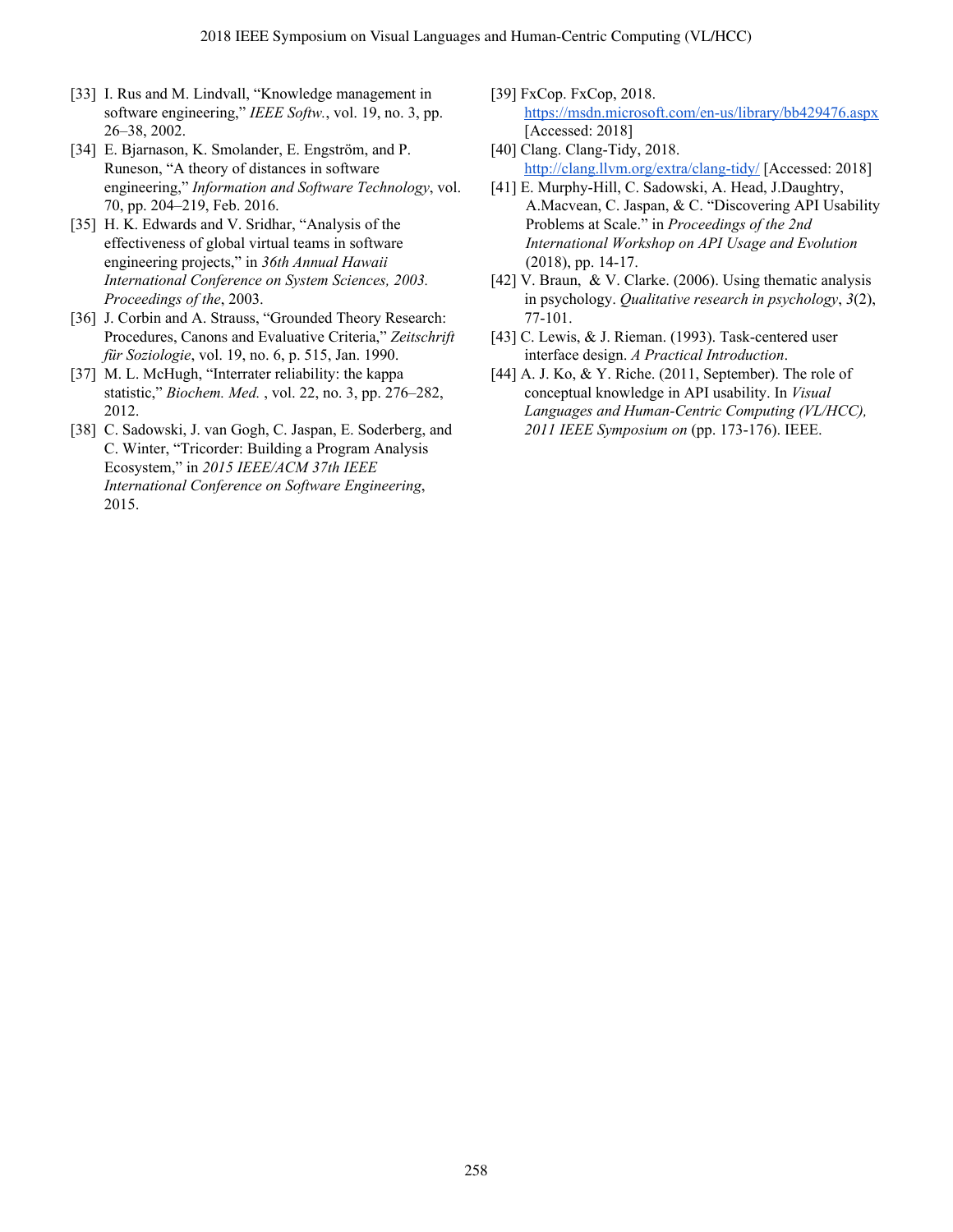[33] I. Rus and M. Lindvall, "Knowledge management in software engineering," *IEEE Softw.*, vol. 19, no. 3, pp. 26–38, 2002.

[34] E. Bjarnason, K. Smolander, E. Engström, and P. Runeson, "A theory of distances in software engineering," *Information and Software Technology*, vol. 70, pp. 204–219, Feb. 2016.

[35] H. K. Edwards and V. Sridhar, "Analysis of the effectiveness of global virtual teams in software engineering projects," in *36th Annual Hawaii International Conference on System Sciences, 2003. Proceedings of the*, 2003.

[36] J. Corbin and A. Strauss, "Grounded Theory Research: Procedures, Canons and Evaluative Criteria," *Zeitschrift für Soziologie*, vol. 19, no. 6, p. 515, Jan. 1990.

[37] M. L. McHugh, "Interrater reliability: the kappa statistic," *Biochem. Med.* , vol. 22, no. 3, pp. 276–282, 2012.

[38] C. Sadowski, J. van Gogh, C. Jaspan, E. Soderberg, and C. Winter, "Tricorder: Building a Program Analysis Ecosystem," in *2015 IEEE/ACM 37th IEEE International Conference on Software Engineering*, 2015.

[39] FxCop. FxCop, 2018. https://msdn.microsoft.com/en-us/library/bb429476.aspx [Accessed: 2018]

[40] Clang. Clang-Tidy, 2018. http://clang.llvm.org/extra/clang-tidy/ [Accessed: 2018]

[41] E. Murphy-Hill, C. Sadowski, A. Head, J.Daughtry, A.Macvean, C. Jaspan, & C. "Discovering API Usability Problems at Scale." in *Proceedings of the 2nd International Workshop on API Usage and Evolution* (2018), pp. 14-17.

[42] V. Braun, & V. Clarke. (2006). Using thematic analysis in psychology. *Qualitative research in psychology*, *3*(2), 77-101.

[43] C. Lewis, & J. Rieman. (1993). Task-centered user interface design. *A Practical Introduction*.

[44] A. J. Ko, & Y. Riche. (2011, September). The role of conceptual knowledge in API usability. In *Visual Languages and Human-Centric Computing (VL/HCC), 2011 IEEE Symposium on* (pp. 173-176). IEEE.